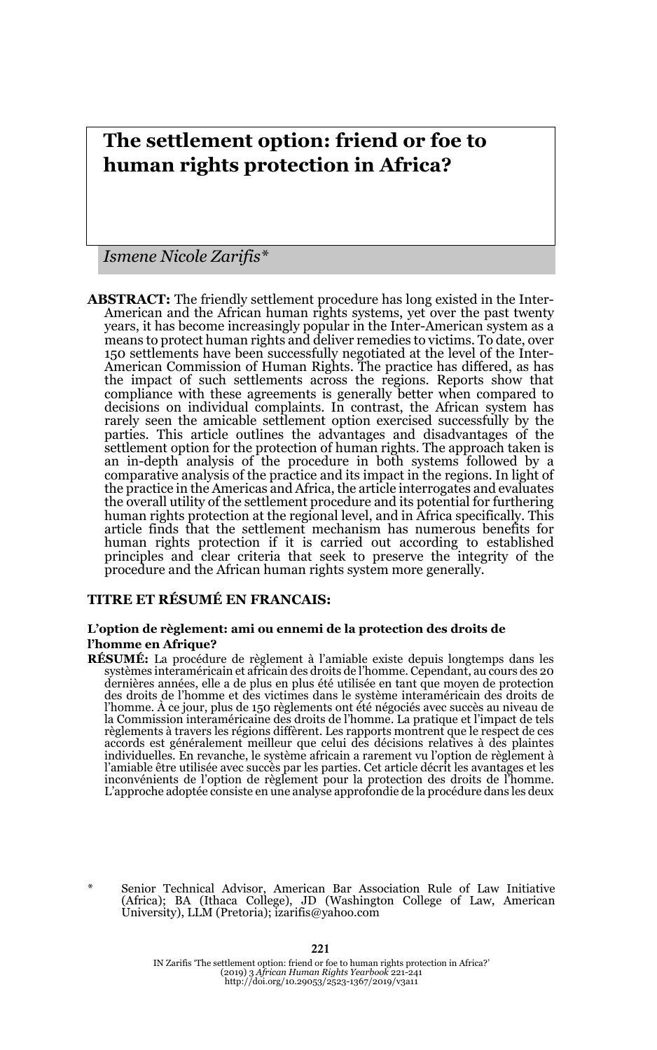# The settlement option: friend or foe to human rights protection in Africa?

*Ismene Nicole Zarifis\**

**ABSTRACT:** The friendly settlement procedure has long existed in the Inter-American and the African human rights systems, yet over the past twenty years, it has become increasingly popular in the Inter-American system as a means to protect human rights and deliver remedies to victims. To date, over 150 settlements have been successfully negotiated at the level of the Inter-American Commission of Human Rights. The practice has differed, as has the impact of such settlements across the regions. Reports show that compliance with these agreements is generally better when compared to decisions on individual complaints. In contrast, the African system has rarely seen the amicable settlement option exercised successfully by the parties. This article outlines the advantages and disadvantages of the settlement option for the protection of human rights. The approach taken is an in-depth analysis of the procedure in both systems followed by a comparative analysis of the practice and its impact in the regions. In light of the practice in the Americas and Africa, the article interrogates and evaluates the overall utility of the settlement procedure and its potential for furthering human rights protection at the regional level, and in Africa specifically. This article finds that the settlement mechanism has numerous benefits for human rights protection if it is carried out according to established principles and clear criteria that seek to preserve the integrity of the procedure and the African human rights system more generally.

**TITRE ET RÉSUMÉ EN FRANCAIS:**

**L'option de règlement: ami ou ennemi de la protection des droits de l'homme en Afrique?**

**RÉSUMÉ:** La procédure de règlement à l'amiable existe depuis longtemps dans les systèmes interaméricain et africain des droits de l'homme. Cependant, au cours des 20 dernières années, elle a de plus en plus été utilisée en tant que moyen de protection des droits de l'homme et des victimes dans le système interaméricain des droits de l'homme. À ce jour, plus de 150 règlements ont été négociés avec succès au niveau de la Commission interaméricaine des droits de l'homme. La pratique et l'impact de tels règlements à travers les régions diffèrent. Les rapports montrent que le respect de ces accords est généralement meilleur que celui des décisions relatives à des plaintes individuelles. En revanche, le système africain a rarement vu l'option de règlement à l'amiable être utilisée avec succès par les parties. Cet article décrit les avantages et les inconvénients de l'option de règlement pour la protection des droits de l'homme. L'approche adoptée consiste en une analyse approfondie de la procédure dans les deux

\* Senior Technical Advisor, American Bar Association Rule of Law Initiative (Africa); BA (Ithaca College), JD (Washington College of Law, American University), LLM (Pretoria); izarifis@yahoo.com

IN Zarifis 'The settlement option: friend or foe to human rights protection in Africa?' (2019) 3 *African Human Rights Yearbook* 221-241
http://doi.org/10.29053/2523-1367/2019/v3a11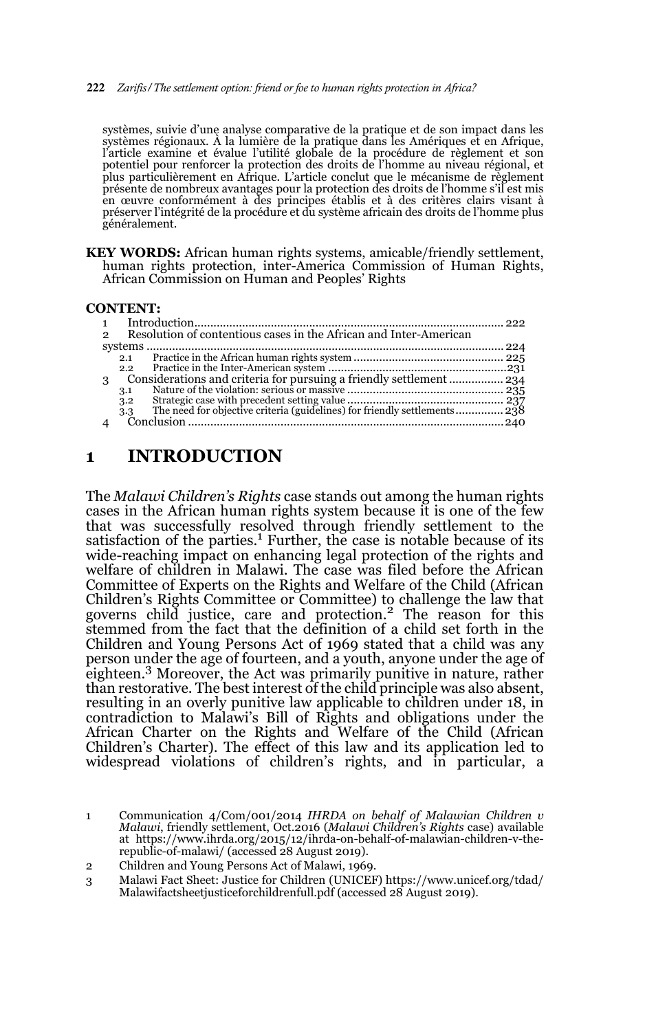systèmes, suivie d'une analyse comparative de la pratique et de son impact dans les systèmes régionaux. À la lumière de la pratique dans les Amériques et en Afrique, l'article examine et évalue l'utilité globale de la procédure de règlement et son potentiel pour renforcer la protection des droits de l'homme au niveau régional, et plus particulièrement en Afrique. L'article conclut que le mécanisme de règlement présente de nombreux avantages pour la protection des droits de l'homme s'il est mis en œuvre conformément à des principes établis et à des critères clairs visant à préserver l'intégrité de la procédure et du système africain des droits de l'homme plus généralement.

**KEY WORDS:** African human rights systems, amicable/friendly settlement, human rights protection, inter-America Commission of Human Rights, African Commission on Human and Peoples' Rights

**CONTENT:**

1 Introduction.......... 222
2 Resolution of contentious cases in the African and Inter-American systems.......... 224
  2.1 Practice in the African human rights system.......... 225
  2.2 Practice in the Inter-American system.......... 231
3 Considerations and criteria for pursuing a friendly settlement.......... 234
  3.1 Nature of the violation: serious or massive.......... 235
  3.2 Strategic case with precedent setting value.......... 237
  3.3 The need for objective criteria (guidelines) for friendly settlements.......... 238
4 Conclusion.......... 240

# 1 INTRODUCTION

The *Malawi Children's Rights* case stands out among the human rights cases in the African human rights system because it is one of the few that was successfully resolved through friendly settlement to the satisfaction of the parties.[1] Further, the case is notable because of its wide-reaching impact on enhancing legal protection of the rights and welfare of children in Malawi. The case was filed before the African Committee of Experts on the Rights and Welfare of the Child (African Children's Rights Committee or Committee) to challenge the law that governs child justice, care and protection.[2] The reason for this stemmed from the fact that the definition of a child set forth in the Children and Young Persons Act of 1969 stated that a child was any person under the age of fourteen, and a youth, anyone under the age of eighteen.[3] Moreover, the Act was primarily punitive in nature, rather than restorative. The best interest of the child principle was also absent, resulting in an overly punitive law applicable to children under 18, in contradiction to Malawi's Bill of Rights and obligations under the African Charter on the Rights and Welfare of the Child (African Children's Charter). The effect of this law and its application led to widespread violations of children's rights, and in particular, a

1 Communication 4/Com/001/2014 *IHRDA on behalf of Malawian Children v Malawi*, friendly settlement, Oct.2016 (*Malawi Children's Rights* case) available at https://www.ihrda.org/2015/12/ihrda-on-behalf-of-malawian-children-v-the-republic-of-malawi/ (accessed 28 August 2019).

2 Children and Young Persons Act of Malawi, 1969.

3 Malawi Fact Sheet: Justice for Children (UNICEF) https://www.unicef.org/tdad/Malawifactsheetjusticeforchildrenfull.pdf (accessed 28 August 2019).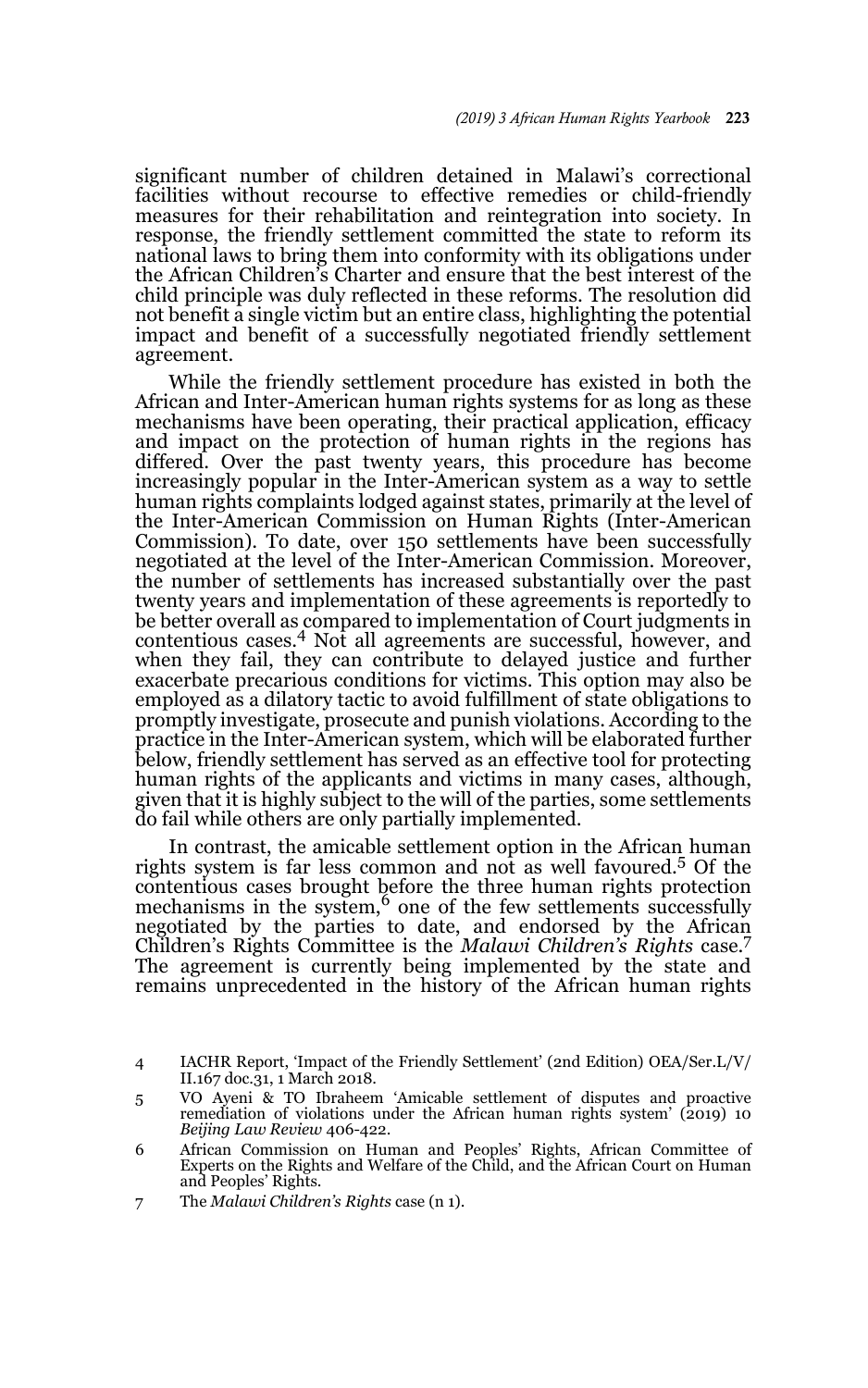significant number of children detained in Malawi's correctional facilities without recourse to effective remedies or child-friendly measures for their rehabilitation and reintegration into society. In response, the friendly settlement committed the state to reform its national laws to bring them into conformity with its obligations under the African Children's Charter and ensure that the best interest of the child principle was duly reflected in these reforms. The resolution did not benefit a single victim but an entire class, highlighting the potential impact and benefit of a successfully negotiated friendly settlement agreement.

While the friendly settlement procedure has existed in both the African and Inter-American human rights systems for as long as these mechanisms have been operating, their practical application, efficacy and impact on the protection of human rights in the regions has differed. Over the past twenty years, this procedure has become increasingly popular in the Inter-American system as a way to settle human rights complaints lodged against states, primarily at the level of the Inter-American Commission on Human Rights (Inter-American Commission). To date, over 150 settlements have been successfully negotiated at the level of the Inter-American Commission. Moreover, the number of settlements has increased substantially over the past twenty years and implementation of these agreements is reportedly to be better overall as compared to implementation of Court judgments in contentious cases.[4] Not all agreements are successful, however, and when they fail, they can contribute to delayed justice and further exacerbate precarious conditions for victims. This option may also be employed as a dilatory tactic to avoid fulfillment of state obligations to promptly investigate, prosecute and punish violations. According to the practice in the Inter-American system, which will be elaborated further below, friendly settlement has served as an effective tool for protecting human rights of the applicants and victims in many cases, although, given that it is highly subject to the will of the parties, some settlements do fail while others are only partially implemented.

In contrast, the amicable settlement option in the African human rights system is far less common and not as well favoured.[5] Of the contentious cases brought before the three human rights protection mechanisms in the system,[6] one of the few settlements successfully negotiated by the parties to date, and endorsed by the African Children's Rights Committee is the *Malawi Children's Rights* case.[7] The agreement is currently being implemented by the state and remains unprecedented in the history of the African human rights

4 IACHR Report, 'Impact of the Friendly Settlement' (2nd Edition) OEA/Ser.L/V/II.167 doc.31, 1 March 2018.

5 VO Ayeni & TO Ibraheem 'Amicable settlement of disputes and proactive remediation of violations under the African human rights system' (2019) 10 *Beijing Law Review* 406-422.

6 African Commission on Human and Peoples' Rights, African Committee of Experts on the Rights and Welfare of the Child, and the African Court on Human and Peoples' Rights.

7 The *Malawi Children's Rights* case (n 1).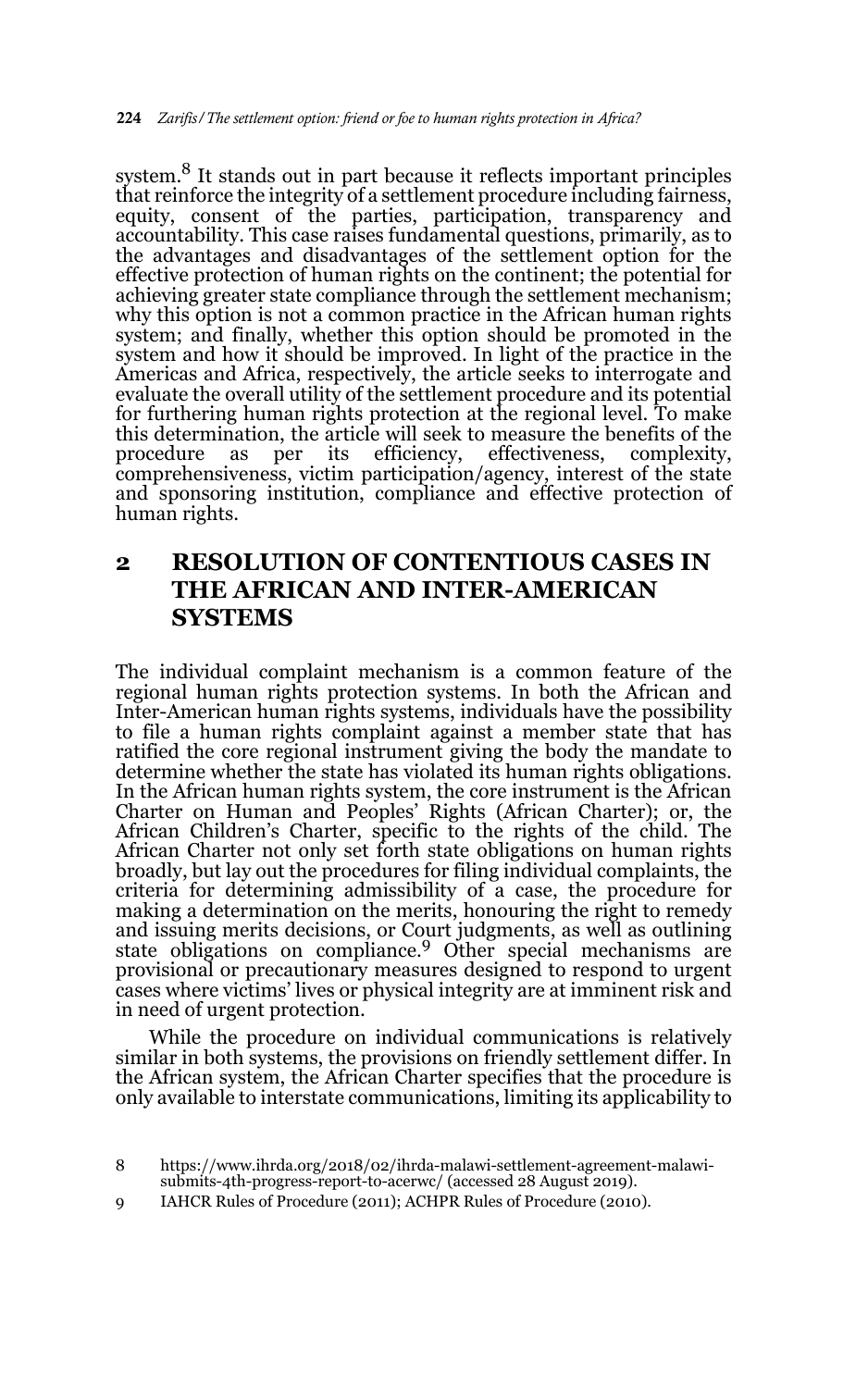system.[8] It stands out in part because it reflects important principles that reinforce the integrity of a settlement procedure including fairness, equity, consent of the parties, participation, transparency and accountability. This case raises fundamental questions, primarily, as to the advantages and disadvantages of the settlement option for the effective protection of human rights on the continent; the potential for achieving greater state compliance through the settlement mechanism; why this option is not a common practice in the African human rights system; and finally, whether this option should be promoted in the system and how it should be improved. In light of the practice in the Americas and Africa, respectively, the article seeks to interrogate and evaluate the overall utility of the settlement procedure and its potential for furthering human rights protection at the regional level. To make this determination, the article will seek to measure the benefits of the procedure as per its efficiency, effectiveness, complexity, comprehensiveness, victim participation/agency, interest of the state and sponsoring institution, compliance and effective protection of human rights.

## 2 RESOLUTION OF CONTENTIOUS CASES IN THE AFRICAN AND INTER-AMERICAN SYSTEMS

The individual complaint mechanism is a common feature of the regional human rights protection systems. In both the African and Inter-American human rights systems, individuals have the possibility to file a human rights complaint against a member state that has ratified the core regional instrument giving the body the mandate to determine whether the state has violated its human rights obligations. In the African human rights system, the core instrument is the African Charter on Human and Peoples' Rights (African Charter); or, the African Children's Charter, specific to the rights of the child. The African Charter not only set forth state obligations on human rights broadly, but lay out the procedures for filing individual complaints, the criteria for determining admissibility of a case, the procedure for making a determination on the merits, honouring the right to remedy and issuing merits decisions, or Court judgments, as well as outlining state obligations on compliance.[9] Other special mechanisms are provisional or precautionary measures designed to respond to urgent cases where victims' lives or physical integrity are at imminent risk and in need of urgent protection.

While the procedure on individual communications is relatively similar in both systems, the provisions on friendly settlement differ. In the African system, the African Charter specifies that the procedure is only available to interstate communications, limiting its applicability to

8 https://www.ihrda.org/2018/02/ihrda-malawi-settlement-agreement-malawi-submits-4th-progress-report-to-acerwc/ (accessed 28 August 2019).

9 IAHCR Rules of Procedure (2011); ACHPR Rules of Procedure (2010).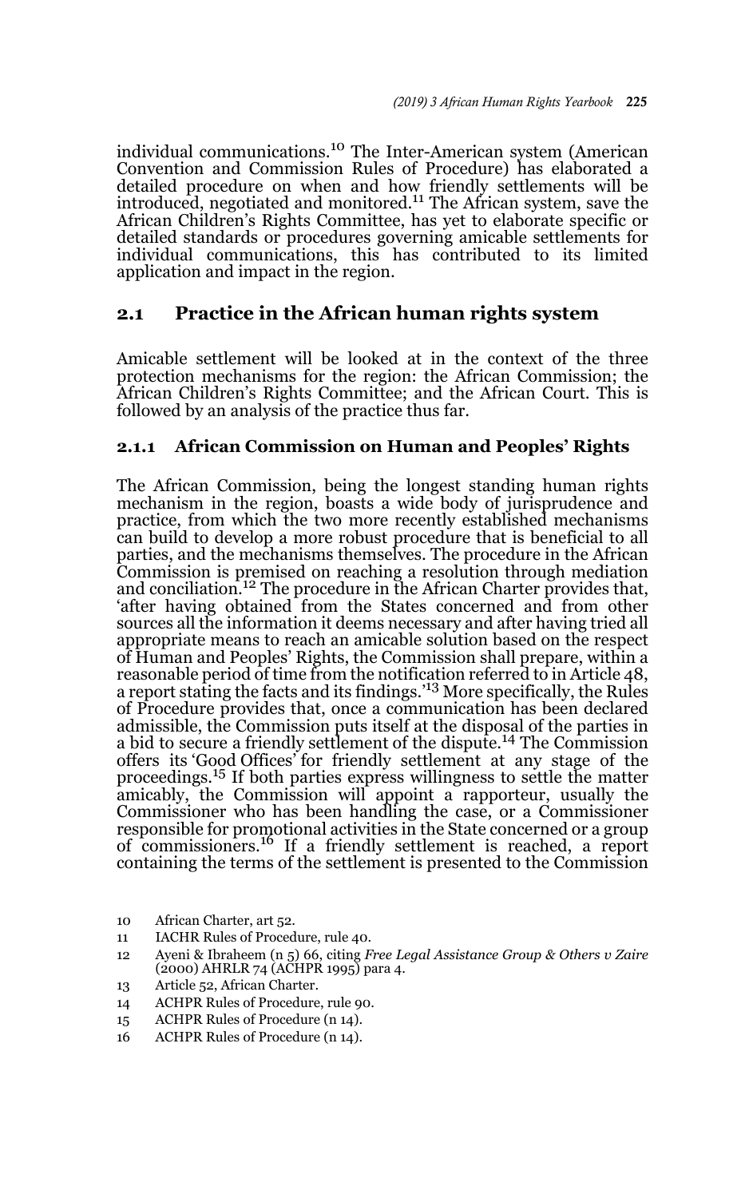individual communications.[10] The Inter-American system (American Convention and Commission Rules of Procedure) has elaborated a detailed procedure on when and how friendly settlements will be introduced, negotiated and monitored.[11] The African system, save the African Children's Rights Committee, has yet to elaborate specific or detailed standards or procedures governing amicable settlements for individual communications, this has contributed to its limited application and impact in the region.

## 2.1 Practice in the African human rights system

Amicable settlement will be looked at in the context of the three protection mechanisms for the region: the African Commission; the African Children's Rights Committee; and the African Court. This is followed by an analysis of the practice thus far.

### 2.1.1 African Commission on Human and Peoples' Rights

The African Commission, being the longest standing human rights mechanism in the region, boasts a wide body of jurisprudence and practice, from which the two more recently established mechanisms can build to develop a more robust procedure that is beneficial to all parties, and the mechanisms themselves. The procedure in the African Commission is premised on reaching a resolution through mediation and conciliation.[12] The procedure in the African Charter provides that, 'after having obtained from the States concerned and from other sources all the information it deems necessary and after having tried all appropriate means to reach an amicable solution based on the respect of Human and Peoples' Rights, the Commission shall prepare, within a reasonable period of time from the notification referred to in Article 48, a report stating the facts and its findings.'[13] More specifically, the Rules of Procedure provides that, once a communication has been declared admissible, the Commission puts itself at the disposal of the parties in a bid to secure a friendly settlement of the dispute.[14] The Commission offers its 'Good Offices' for friendly settlement at any stage of the proceedings.[15] If both parties express willingness to settle the matter amicably, the Commission will appoint a rapporteur, usually the Commissioner who has been handling the case, or a Commissioner responsible for promotional activities in the State concerned or a group of commissioners.[16] If a friendly settlement is reached, a report containing the terms of the settlement is presented to the Commission

10 African Charter, art 52.

11 IACHR Rules of Procedure, rule 40.

12 Ayeni & Ibraheem (n 5) 66, citing *Free Legal Assistance Group & Others v Zaire* (2000) AHRLR 74 (ACHPR 1995) para 4.

13 Article 52, African Charter.

14 ACHPR Rules of Procedure, rule 90.

15 ACHPR Rules of Procedure (n 14).

16 ACHPR Rules of Procedure (n 14).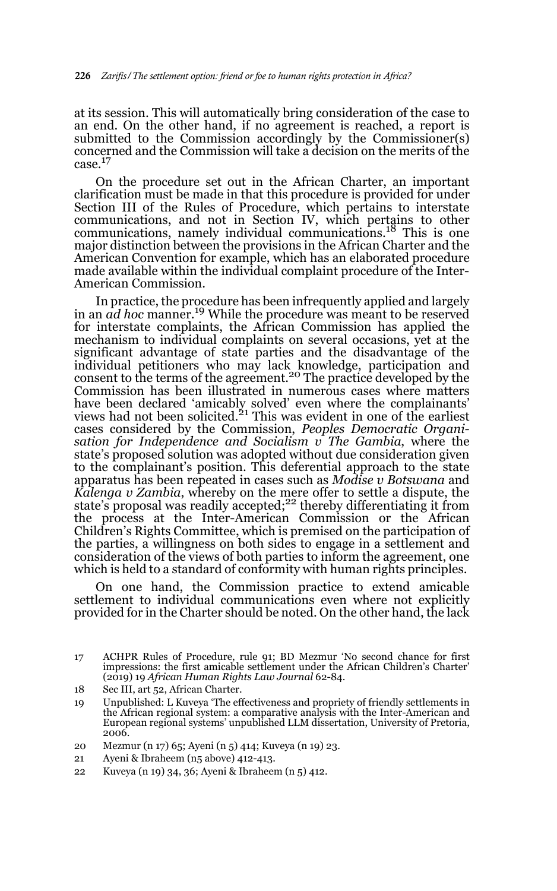at its session. This will automatically bring consideration of the case to an end. On the other hand, if no agreement is reached, a report is submitted to the Commission accordingly by the Commissioner(s) concerned and the Commission will take a decision on the merits of the case.[17]

On the procedure set out in the African Charter, an important clarification must be made in that this procedure is provided for under Section III of the Rules of Procedure, which pertains to interstate communications, and not in Section IV, which pertains to other communications, namely individual communications.[18] This is one major distinction between the provisions in the African Charter and the American Convention for example, which has an elaborated procedure made available within the individual complaint procedure of the Inter-American Commission.

In practice, the procedure has been infrequently applied and largely in an *ad hoc* manner.[19] While the procedure was meant to be reserved for interstate complaints, the African Commission has applied the mechanism to individual complaints on several occasions, yet at the significant advantage of state parties and the disadvantage of the individual petitioners who may lack knowledge, participation and consent to the terms of the agreement.[20] The practice developed by the Commission has been illustrated in numerous cases where matters have been declared 'amicably solved' even where the complainants' views had not been solicited.[21] This was evident in one of the earliest cases considered by the Commission, *Peoples Democratic Organisation for Independence and Socialism v The Gambia*, where the state's proposed solution was adopted without due consideration given to the complainant's position. This deferential approach to the state apparatus has been repeated in cases such as *Modise v Botswana* and *Kalenga v Zambia*, whereby on the mere offer to settle a dispute, the state's proposal was readily accepted;[22] thereby differentiating it from the process at the Inter-American Commission or the African Children's Rights Committee, which is premised on the participation of the parties, a willingness on both sides to engage in a settlement and consideration of the views of both parties to inform the agreement, one which is held to a standard of conformity with human rights principles.

On one hand, the Commission practice to extend amicable settlement to individual communications even where not explicitly provided for in the Charter should be noted. On the other hand, the lack

---

17 ACHPR Rules of Procedure, rule 91; BD Mezmur 'No second chance for first impressions: the first amicable settlement under the African Children's Charter' (2019) 19 *African Human Rights Law Journal* 62-84.

18 Sec III, art 52, African Charter.

19 Unpublished: L Kuveya 'The effectiveness and propriety of friendly settlements in the African regional system: a comparative analysis with the Inter-American and European regional systems' unpublished LLM dissertation, University of Pretoria, 2006.

20 Mezmur (n 17) 65; Ayeni (n 5) 414; Kuveya (n 19) 23.

21 Ayeni & Ibraheem (n5 above) 412-413.

22 Kuveya (n 19) 34, 36; Ayeni & Ibraheem (n 5) 412.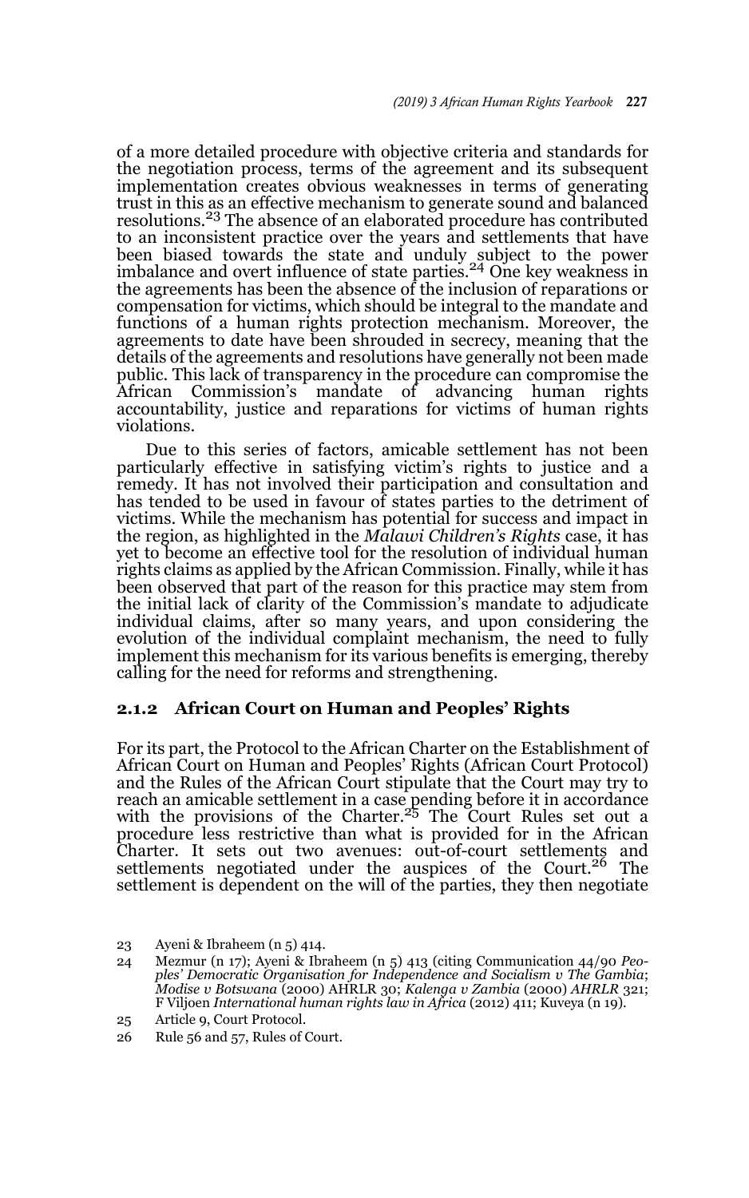of a more detailed procedure with objective criteria and standards for the negotiation process, terms of the agreement and its subsequent implementation creates obvious weaknesses in terms of generating trust in this as an effective mechanism to generate sound and balanced resolutions.[23] The absence of an elaborated procedure has contributed to an inconsistent practice over the years and settlements that have been biased towards the state and unduly subject to the power imbalance and overt influence of state parties.[24] One key weakness in the agreements has been the absence of the inclusion of reparations or compensation for victims, which should be integral to the mandate and functions of a human rights protection mechanism. Moreover, the agreements to date have been shrouded in secrecy, meaning that the details of the agreements and resolutions have generally not been made public. This lack of transparency in the procedure can compromise the African Commission's mandate of advancing human rights accountability, justice and reparations for victims of human rights violations.

Due to this series of factors, amicable settlement has not been particularly effective in satisfying victim's rights to justice and a remedy. It has not involved their participation and consultation and has tended to be used in favour of states parties to the detriment of victims. While the mechanism has potential for success and impact in the region, as highlighted in the *Malawi Children's Rights* case, it has yet to become an effective tool for the resolution of individual human rights claims as applied by the African Commission. Finally, while it has been observed that part of the reason for this practice may stem from the initial lack of clarity of the Commission's mandate to adjudicate individual claims, after so many years, and upon considering the evolution of the individual complaint mechanism, the need to fully implement this mechanism for its various benefits is emerging, thereby calling for the need for reforms and strengthening.

### 2.1.2 African Court on Human and Peoples' Rights

For its part, the Protocol to the African Charter on the Establishment of African Court on Human and Peoples' Rights (African Court Protocol) and the Rules of the African Court stipulate that the Court may try to reach an amicable settlement in a case pending before it in accordance with the provisions of the Charter.[25] The Court Rules set out a procedure less restrictive than what is provided for in the African Charter. It sets out two avenues: out-of-court settlements and settlements negotiated under the auspices of the Court.[26] The settlement is dependent on the will of the parties, they then negotiate

---

23 Ayeni & Ibraheem (n 5) 414.

24 Mezmur (n 17); Ayeni & Ibraheem (n 5) 413 (citing Communication 44/90 *Peoples' Democratic Organisation for Independence and Socialism v The Gambia*; *Modise v Botswana* (2000) AHRLR 30; *Kalenga v Zambia* (2000) *AHRLR* 321; F Viljoen *International human rights law in Africa* (2012) 411; Kuveya (n 19).

25 Article 9, Court Protocol.

26 Rule 56 and 57, Rules of Court.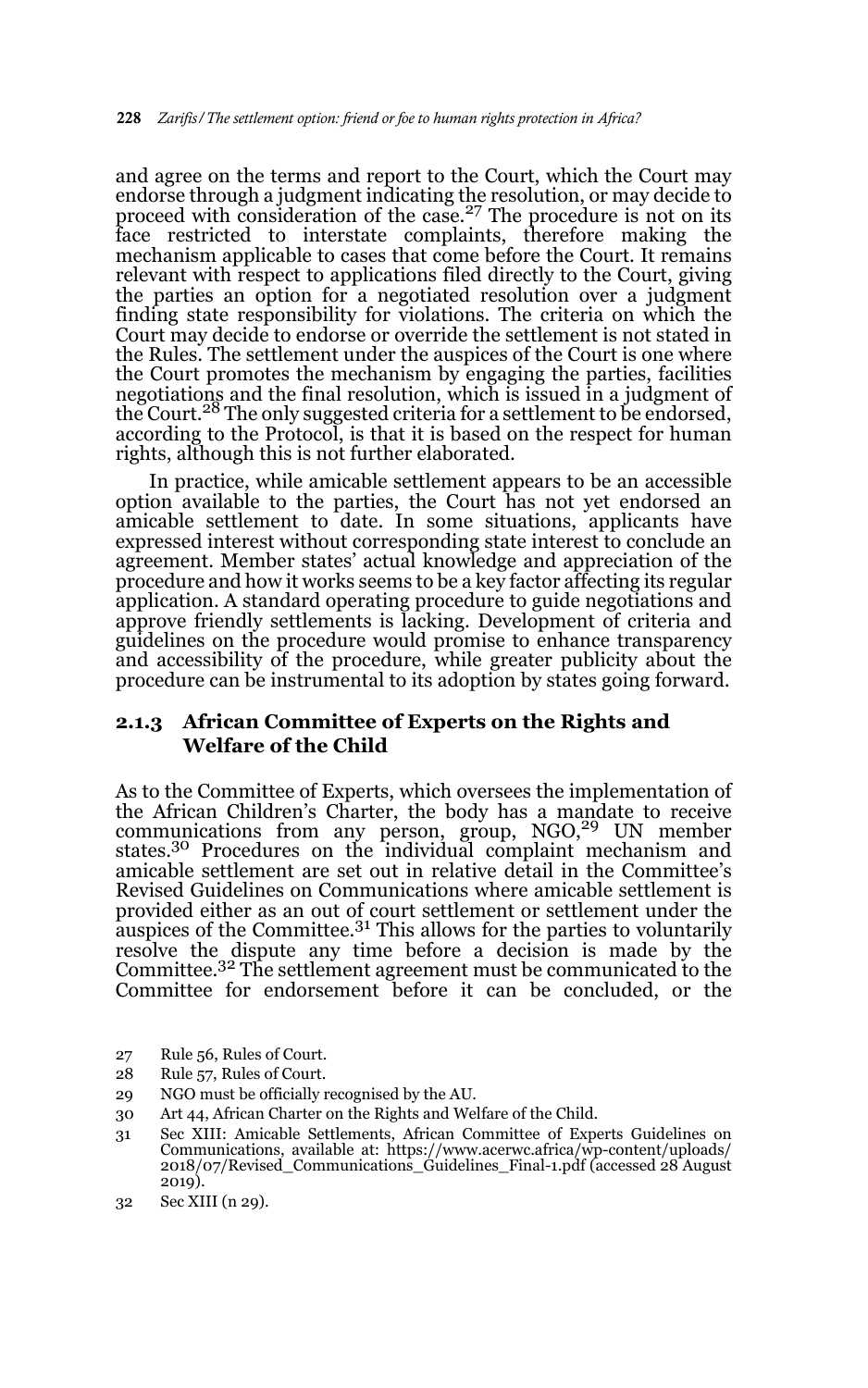and agree on the terms and report to the Court, which the Court may endorse through a judgment indicating the resolution, or may decide to proceed with consideration of the case.[27] The procedure is not on its face restricted to interstate complaints, therefore making the mechanism applicable to cases that come before the Court. It remains relevant with respect to applications filed directly to the Court, giving the parties an option for a negotiated resolution over a judgment finding state responsibility for violations. The criteria on which the Court may decide to endorse or override the settlement is not stated in the Rules. The settlement under the auspices of the Court is one where the Court promotes the mechanism by engaging the parties, facilities negotiations and the final resolution, which is issued in a judgment of the Court.[28] The only suggested criteria for a settlement to be endorsed, according to the Protocol, is that it is based on the respect for human rights, although this is not further elaborated.

In practice, while amicable settlement appears to be an accessible option available to the parties, the Court has not yet endorsed an amicable settlement to date. In some situations, applicants have expressed interest without corresponding state interest to conclude an agreement. Member states' actual knowledge and appreciation of the procedure and how it works seems to be a key factor affecting its regular application. A standard operating procedure to guide negotiations and approve friendly settlements is lacking. Development of criteria and guidelines on the procedure would promise to enhance transparency and accessibility of the procedure, while greater publicity about the procedure can be instrumental to its adoption by states going forward.

### 2.1.3 African Committee of Experts on the Rights and Welfare of the Child

As to the Committee of Experts, which oversees the implementation of the African Children's Charter, the body has a mandate to receive communications from any person, group, NGO,[29] UN member states.[30] Procedures on the individual complaint mechanism and amicable settlement are set out in relative detail in the Committee's Revised Guidelines on Communications where amicable settlement is provided either as an out of court settlement or settlement under the auspices of the Committee.[31] This allows for the parties to voluntarily resolve the dispute any time before a decision is made by the Committee.[32] The settlement agreement must be communicated to the Committee for endorsement before it can be concluded, or the

27 Rule 56, Rules of Court.

28 Rule 57, Rules of Court.

29 NGO must be officially recognised by the AU.

30 Art 44, African Charter on the Rights and Welfare of the Child.

31 Sec XIII: Amicable Settlements, African Committee of Experts Guidelines on Communications, available at: https://www.acerwc.africa/wp-content/uploads/2018/07/Revised_Communications_Guidelines_Final-1.pdf (accessed 28 August 2019).

32 Sec XIII (n 29).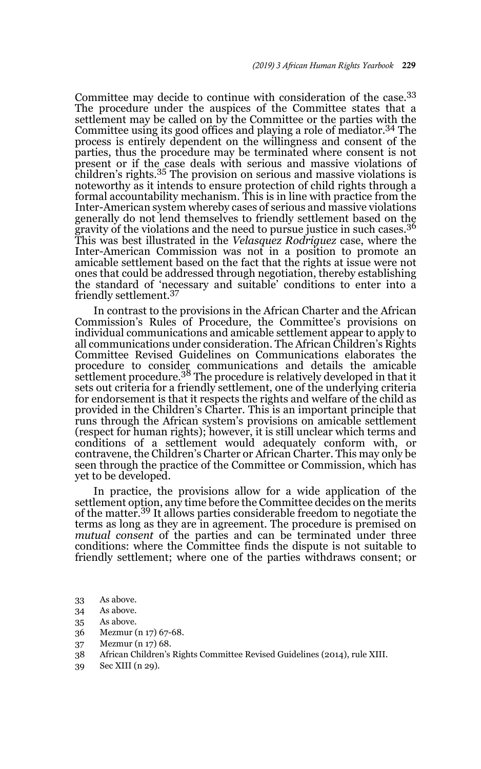Committee may decide to continue with consideration of the case.[33] The procedure under the auspices of the Committee states that a settlement may be called on by the Committee or the parties with the Committee using its good offices and playing a role of mediator.[34] The process is entirely dependent on the willingness and consent of the parties, thus the procedure may be terminated where consent is not present or if the case deals with serious and massive violations of children's rights.[35] The provision on serious and massive violations is noteworthy as it intends to ensure protection of child rights through a formal accountability mechanism. This is in line with practice from the Inter-American system whereby cases of serious and massive violations generally do not lend themselves to friendly settlement based on the gravity of the violations and the need to pursue justice in such cases.[36] This was best illustrated in the *Velasquez Rodriguez* case, where the Inter-American Commission was not in a position to promote an amicable settlement based on the fact that the rights at issue were not ones that could be addressed through negotiation, thereby establishing the standard of 'necessary and suitable' conditions to enter into a friendly settlement.[37]

In contrast to the provisions in the African Charter and the African Commission's Rules of Procedure, the Committee's provisions on individual communications and amicable settlement appear to apply to all communications under consideration. The African Children's Rights Committee Revised Guidelines on Communications elaborates the procedure to consider communications and details the amicable settlement procedure.[38] The procedure is relatively developed in that it sets out criteria for a friendly settlement, one of the underlying criteria for endorsement is that it respects the rights and welfare of the child as provided in the Children's Charter. This is an important principle that runs through the African system's provisions on amicable settlement (respect for human rights); however, it is still unclear which terms and conditions of a settlement would adequately conform with, or contravene, the Children's Charter or African Charter. This may only be seen through the practice of the Committee or Commission, which has yet to be developed.

In practice, the provisions allow for a wide application of the settlement option, any time before the Committee decides on the merits of the matter.[39] It allows parties considerable freedom to negotiate the terms as long as they are in agreement. The procedure is premised on *mutual consent* of the parties and can be terminated under three conditions: where the Committee finds the dispute is not suitable to friendly settlement; where one of the parties withdraws consent; or

33 As above.

34 As above.

35 As above.

36 Mezmur (n 17) 67-68.

37 Mezmur (n 17) 68.

38 African Children's Rights Committee Revised Guidelines (2014), rule XIII.

39 Sec XIII (n 29).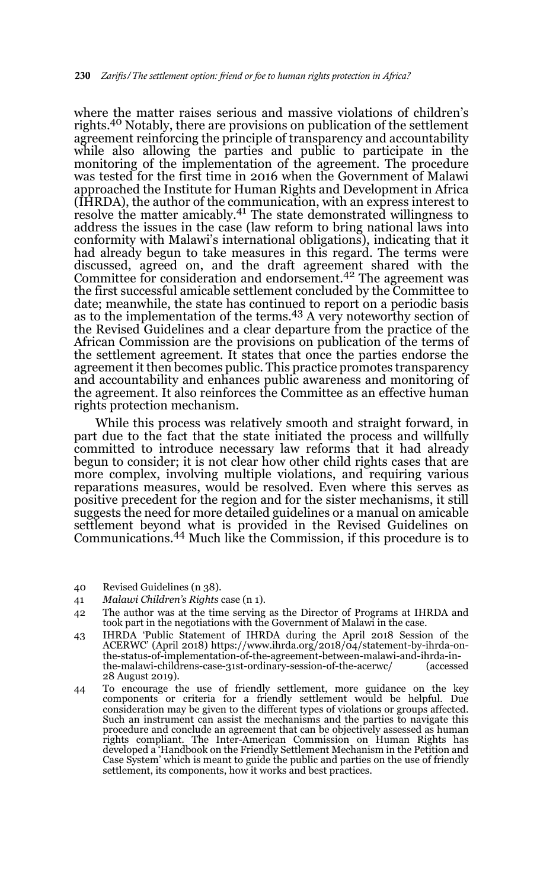where the matter raises serious and massive violations of children's rights.[40] Notably, there are provisions on publication of the settlement agreement reinforcing the principle of transparency and accountability while also allowing the parties and public to participate in the monitoring of the implementation of the agreement. The procedure was tested for the first time in 2016 when the Government of Malawi approached the Institute for Human Rights and Development in Africa (IHRDA), the author of the communication, with an express interest to resolve the matter amicably.[41] The state demonstrated willingness to address the issues in the case (law reform to bring national laws into conformity with Malawi's international obligations), indicating that it had already begun to take measures in this regard. The terms were discussed, agreed on, and the draft agreement shared with the Committee for consideration and endorsement.[42] The agreement was the first successful amicable settlement concluded by the Committee to date; meanwhile, the state has continued to report on a periodic basis as to the implementation of the terms.[43] A very noteworthy section of the Revised Guidelines and a clear departure from the practice of the African Commission are the provisions on publication of the terms of the settlement agreement. It states that once the parties endorse the agreement it then becomes public. This practice promotes transparency and accountability and enhances public awareness and monitoring of the agreement. It also reinforces the Committee as an effective human rights protection mechanism.

While this process was relatively smooth and straight forward, in part due to the fact that the state initiated the process and willfully committed to introduce necessary law reforms that it had already begun to consider; it is not clear how other child rights cases that are more complex, involving multiple violations, and requiring various reparations measures, would be resolved. Even where this serves as positive precedent for the region and for the sister mechanisms, it still suggests the need for more detailed guidelines or a manual on amicable settlement beyond what is provided in the Revised Guidelines on Communications.[44] Much like the Commission, if this procedure is to

40 Revised Guidelines (n 38).

41 *Malawi Children's Rights* case (n 1).

42 The author was at the time serving as the Director of Programs at IHRDA and took part in the negotiations with the Government of Malawi in the case.

43 IHRDA 'Public Statement of IHRDA during the April 2018 Session of the ACERWC' (April 2018) https://www.ihrda.org/2018/04/statement-by-ihrda-on-the-status-of-implementation-of-the-agreement-between-malawi-and-ihrda-in-the-malawi-childrens-case-31st-ordinary-session-of-the-acerwc/ (accessed 28 August 2019).

44 To encourage the use of friendly settlement, more guidance on the key components or criteria for a friendly settlement would be helpful. Due consideration may be given to the different types of violations or groups affected. Such an instrument can assist the mechanisms and the parties to navigate this procedure and conclude an agreement that can be objectively assessed as human rights compliant. The Inter-American Commission on Human Rights has developed a 'Handbook on the Friendly Settlement Mechanism in the Petition and Case System' which is meant to guide the public and parties on the use of friendly settlement, its components, how it works and best practices.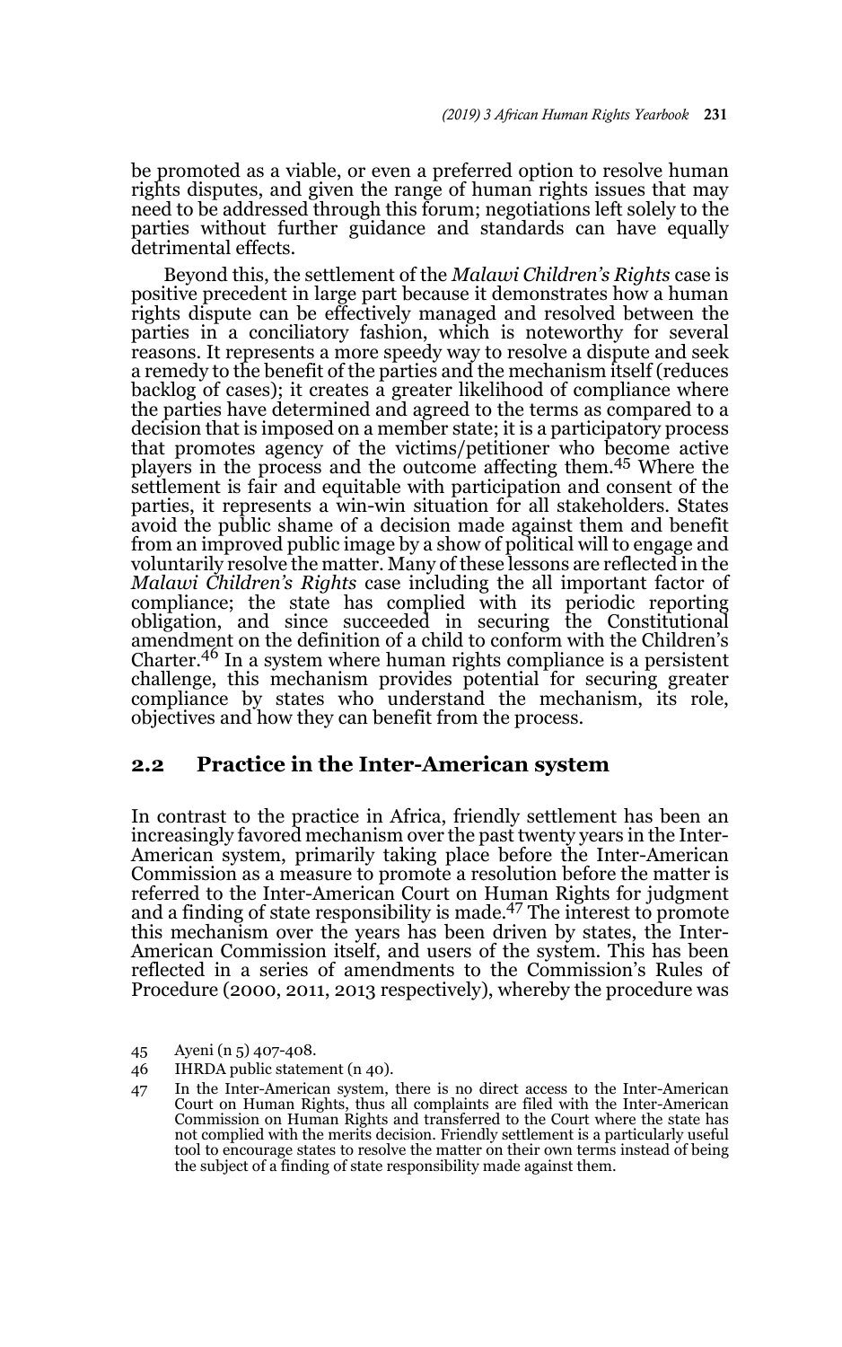be promoted as a viable, or even a preferred option to resolve human rights disputes, and given the range of human rights issues that may need to be addressed through this forum; negotiations left solely to the parties without further guidance and standards can have equally detrimental effects.

Beyond this, the settlement of the *Malawi Children's Rights* case is positive precedent in large part because it demonstrates how a human rights dispute can be effectively managed and resolved between the parties in a conciliatory fashion, which is noteworthy for several reasons. It represents a more speedy way to resolve a dispute and seek a remedy to the benefit of the parties and the mechanism itself (reduces backlog of cases); it creates a greater likelihood of compliance where the parties have determined and agreed to the terms as compared to a decision that is imposed on a member state; it is a participatory process that promotes agency of the victims/petitioner who become active players in the process and the outcome affecting them.[45] Where the settlement is fair and equitable with participation and consent of the parties, it represents a win-win situation for all stakeholders. States avoid the public shame of a decision made against them and benefit from an improved public image by a show of political will to engage and voluntarily resolve the matter. Many of these lessons are reflected in the *Malawi Children's Rights* case including the all important factor of compliance; the state has complied with its periodic reporting obligation, and since succeeded in securing the Constitutional amendment on the definition of a child to conform with the Children's Charter.[46] In a system where human rights compliance is a persistent challenge, this mechanism provides potential for securing greater compliance by states who understand the mechanism, its role, objectives and how they can benefit from the process.

## 2.2 Practice in the Inter-American system

In contrast to the practice in Africa, friendly settlement has been an increasingly favored mechanism over the past twenty years in the Inter-American system, primarily taking place before the Inter-American Commission as a measure to promote a resolution before the matter is referred to the Inter-American Court on Human Rights for judgment and a finding of state responsibility is made.[47] The interest to promote this mechanism over the years has been driven by states, the Inter-American Commission itself, and users of the system. This has been reflected in a series of amendments to the Commission's Rules of Procedure (2000, 2011, 2013 respectively), whereby the procedure was

---

45 Ayeni (n 5) 407-408.

46 IHRDA public statement (n 40).

47 In the Inter-American system, there is no direct access to the Inter-American Court on Human Rights, thus all complaints are filed with the Inter-American Commission on Human Rights and transferred to the Court where the state has not complied with the merits decision. Friendly settlement is a particularly useful tool to encourage states to resolve the matter on their own terms instead of being the subject of a finding of state responsibility made against them.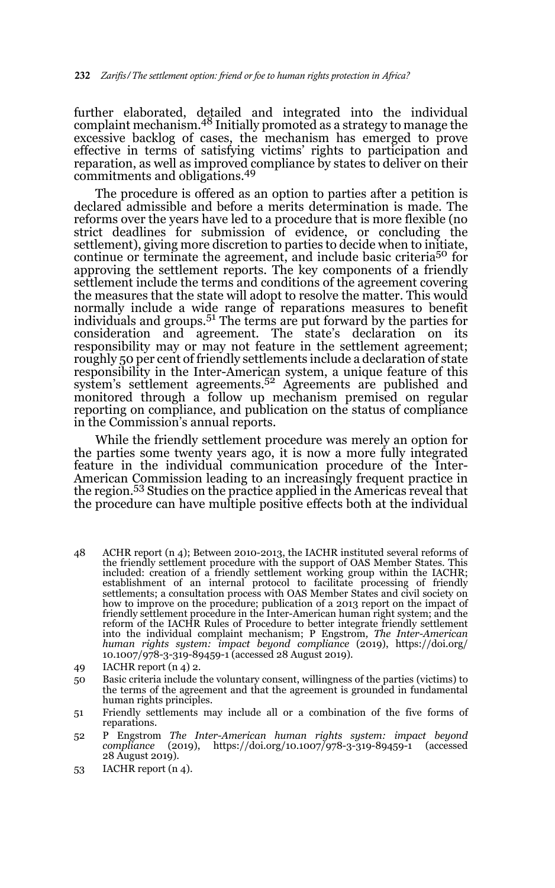further elaborated, detailed and integrated into the individual complaint mechanism.[48] Initially promoted as a strategy to manage the excessive backlog of cases, the mechanism has emerged to prove effective in terms of satisfying victims' rights to participation and reparation, as well as improved compliance by states to deliver on their commitments and obligations.[49]

The procedure is offered as an option to parties after a petition is declared admissible and before a merits determination is made. The reforms over the years have led to a procedure that is more flexible (no strict deadlines for submission of evidence, or concluding the settlement), giving more discretion to parties to decide when to initiate, continue or terminate the agreement, and include basic criteria[50] for approving the settlement reports. The key components of a friendly settlement include the terms and conditions of the agreement covering the measures that the state will adopt to resolve the matter. This would normally include a wide range of reparations measures to benefit individuals and groups.[51] The terms are put forward by the parties for consideration and agreement. The state's declaration on its responsibility may or may not feature in the settlement agreement; roughly 50 per cent of friendly settlements include a declaration of state responsibility in the Inter-American system, a unique feature of this system's settlement agreements.[52] Agreements are published and monitored through a follow up mechanism premised on regular reporting on compliance, and publication on the status of compliance in the Commission's annual reports.

While the friendly settlement procedure was merely an option for the parties some twenty years ago, it is now a more fully integrated feature in the individual communication procedure of the Inter-American Commission leading to an increasingly frequent practice in the region.[53] Studies on the practice applied in the Americas reveal that the procedure can have multiple positive effects both at the individual

---

48 ACHR report (n 4); Between 2010-2013, the IACHR instituted several reforms of the friendly settlement procedure with the support of OAS Member States. This included: creation of a friendly settlement working group within the IACHR; establishment of an internal protocol to facilitate processing of friendly settlements; a consultation process with OAS Member States and civil society on how to improve on the procedure; publication of a 2013 report on the impact of friendly settlement procedure in the Inter-American human right system; and the reform of the IACHR Rules of Procedure to better integrate friendly settlement into the individual complaint mechanism; P Engstrom*, The Inter-American human rights system: impact beyond compliance* (2019), https://doi.org/10.1007/978-3-319-89459-1 (accessed 28 August 2019).

49 IACHR report (n 4) 2.

50 Basic criteria include the voluntary consent, willingness of the parties (victims) to the terms of the agreement and that the agreement is grounded in fundamental human rights principles.

51 Friendly settlements may include all or a combination of the five forms of reparations.

52 P Engstrom *The Inter-American human rights system: impact beyond compliance* (2019), https://doi.org/10.1007/978-3-319-89459-1 (accessed 28 August 2019).

53 IACHR report (n 4).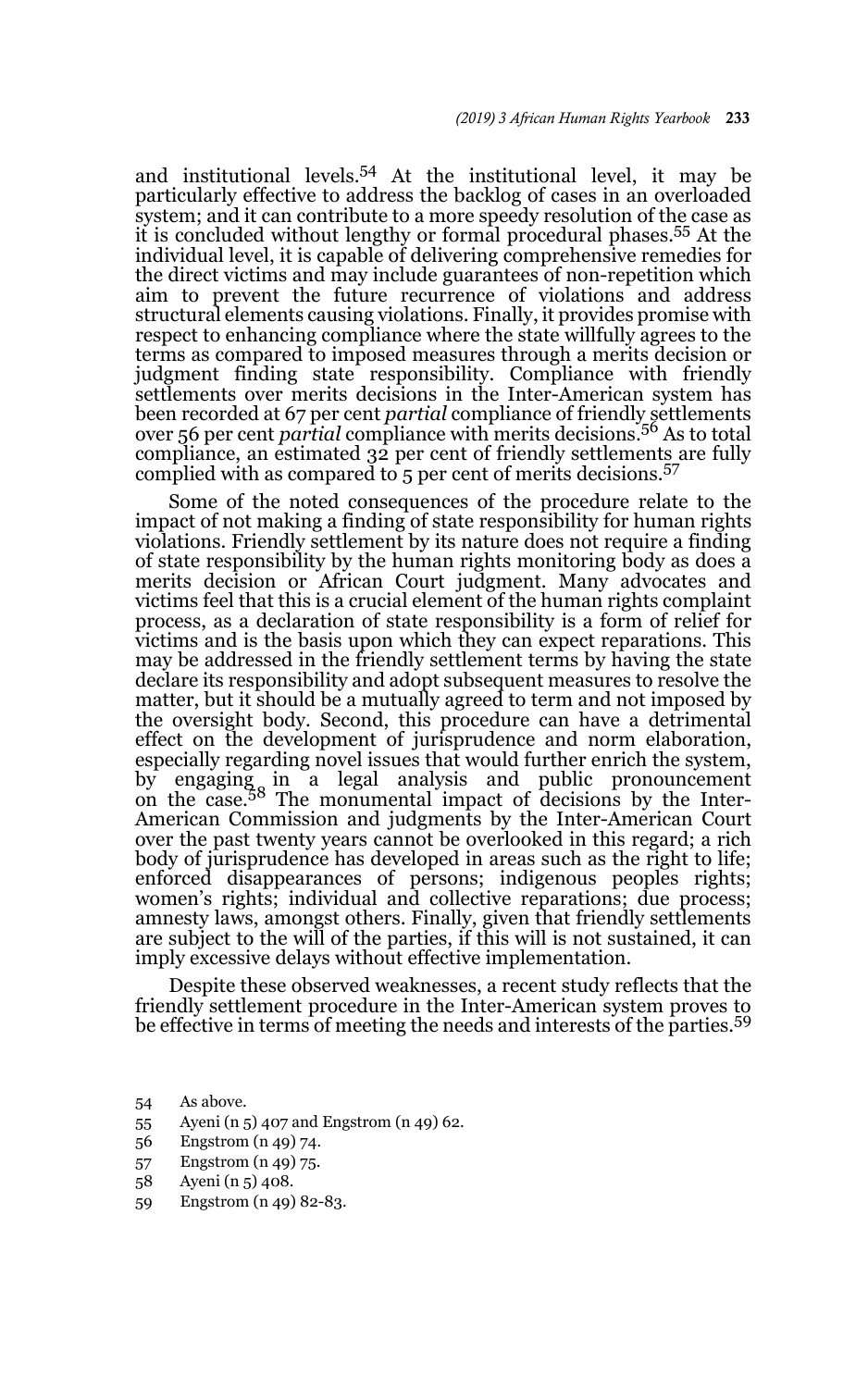and institutional levels.[54] At the institutional level, it may be particularly effective to address the backlog of cases in an overloaded system; and it can contribute to a more speedy resolution of the case as it is concluded without lengthy or formal procedural phases.[55] At the individual level, it is capable of delivering comprehensive remedies for the direct victims and may include guarantees of non-repetition which aim to prevent the future recurrence of violations and address structural elements causing violations. Finally, it provides promise with respect to enhancing compliance where the state willfully agrees to the terms as compared to imposed measures through a merits decision or judgment finding state responsibility. Compliance with friendly settlements over merits decisions in the Inter-American system has been recorded at 67 per cent *partial* compliance of friendly settlements over 56 per cent *partial* compliance with merits decisions.[56] As to total compliance, an estimated 32 per cent of friendly settlements are fully complied with as compared to 5 per cent of merits decisions.[57]

Some of the noted consequences of the procedure relate to the impact of not making a finding of state responsibility for human rights violations. Friendly settlement by its nature does not require a finding of state responsibility by the human rights monitoring body as does a merits decision or African Court judgment. Many advocates and victims feel that this is a crucial element of the human rights complaint process, as a declaration of state responsibility is a form of relief for victims and is the basis upon which they can expect reparations. This may be addressed in the friendly settlement terms by having the state declare its responsibility and adopt subsequent measures to resolve the matter, but it should be a mutually agreed to term and not imposed by the oversight body. Second, this procedure can have a detrimental effect on the development of jurisprudence and norm elaboration, especially regarding novel issues that would further enrich the system, by engaging in a legal analysis and public pronouncement on the case.[58] The monumental impact of decisions by the Inter-American Commission and judgments by the Inter-American Court over the past twenty years cannot be overlooked in this regard; a rich body of jurisprudence has developed in areas such as the right to life; enforced disappearances of persons; indigenous peoples rights; women's rights; individual and collective reparations; due process; amnesty laws, amongst others. Finally, given that friendly settlements are subject to the will of the parties, if this will is not sustained, it can imply excessive delays without effective implementation.

Despite these observed weaknesses, a recent study reflects that the friendly settlement procedure in the Inter-American system proves to be effective in terms of meeting the needs and interests of the parties.[59]

54 As above.

55 Ayeni (n 5) 407 and Engstrom (n 49) 62.

56 Engstrom (n 49) 74.

57 Engstrom (n 49) 75.

58 Ayeni (n 5) 408.

59 Engstrom (n 49) 82-83.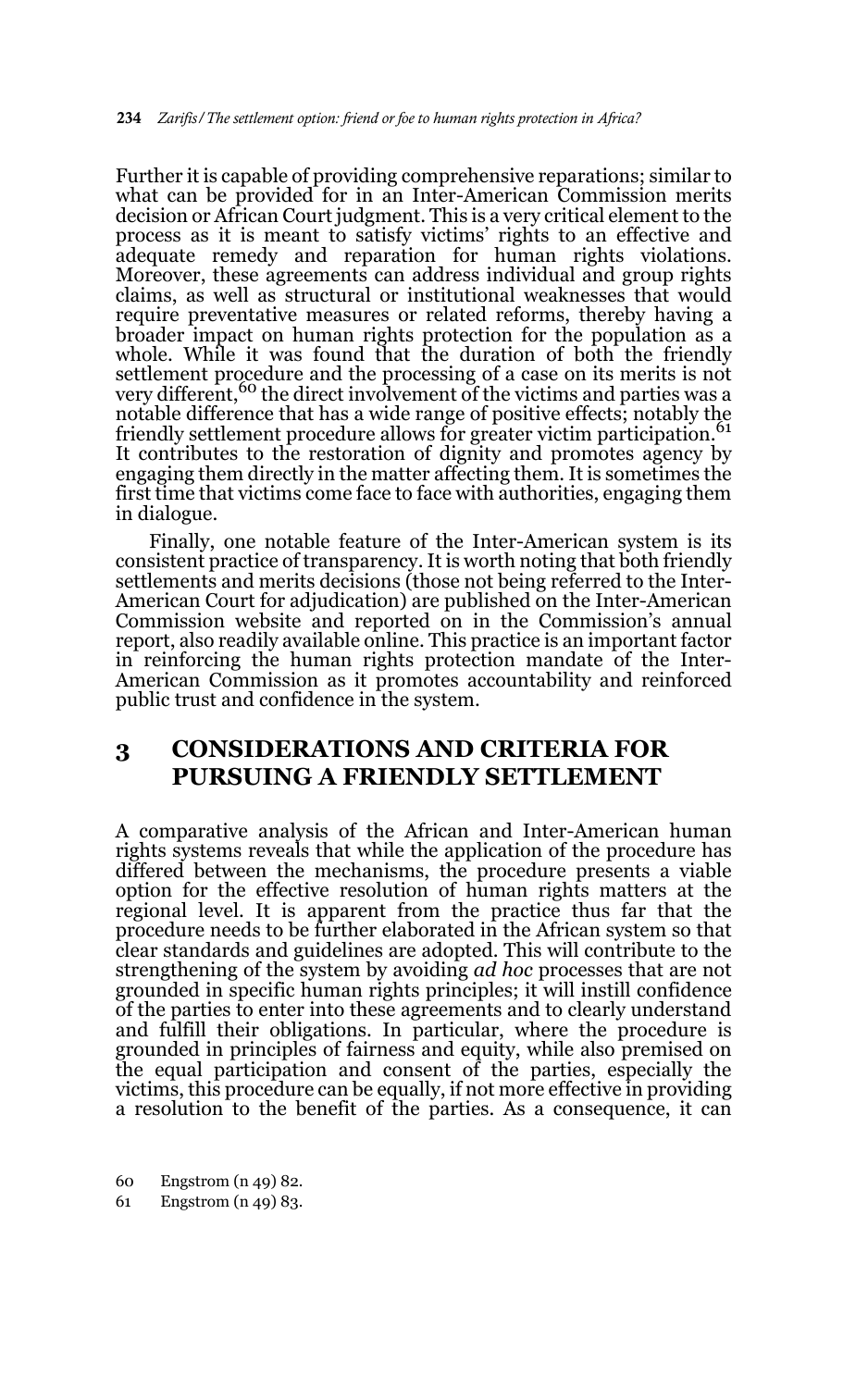Further it is capable of providing comprehensive reparations; similar to what can be provided for in an Inter-American Commission merits decision or African Court judgment. This is a very critical element to the process as it is meant to satisfy victims' rights to an effective and adequate remedy and reparation for human rights violations. Moreover, these agreements can address individual and group rights claims, as well as structural or institutional weaknesses that would require preventative measures or related reforms, thereby having a broader impact on human rights protection for the population as a whole. While it was found that the duration of both the friendly settlement procedure and the processing of a case on its merits is not very different,[60] the direct involvement of the victims and parties was a notable difference that has a wide range of positive effects; notably the friendly settlement procedure allows for greater victim participation.[61] It contributes to the restoration of dignity and promotes agency by engaging them directly in the matter affecting them. It is sometimes the first time that victims come face to face with authorities, engaging them in dialogue.

Finally, one notable feature of the Inter-American system is its consistent practice of transparency. It is worth noting that both friendly settlements and merits decisions (those not being referred to the Inter-American Court for adjudication) are published on the Inter-American Commission website and reported on in the Commission's annual report, also readily available online. This practice is an important factor in reinforcing the human rights protection mandate of the Inter-American Commission as it promotes accountability and reinforced public trust and confidence in the system.

## 3 CONSIDERATIONS AND CRITERIA FOR PURSUING A FRIENDLY SETTLEMENT

A comparative analysis of the African and Inter-American human rights systems reveals that while the application of the procedure has differed between the mechanisms, the procedure presents a viable option for the effective resolution of human rights matters at the regional level. It is apparent from the practice thus far that the procedure needs to be further elaborated in the African system so that clear standards and guidelines are adopted. This will contribute to the strengthening of the system by avoiding *ad hoc* processes that are not grounded in specific human rights principles; it will instill confidence of the parties to enter into these agreements and to clearly understand and fulfill their obligations. In particular, where the procedure is grounded in principles of fairness and equity, while also premised on the equal participation and consent of the parties, especially the victims, this procedure can be equally, if not more effective in providing a resolution to the benefit of the parties. As a consequence, it can

60 Engstrom (n 49) 82.

61 Engstrom (n 49) 83.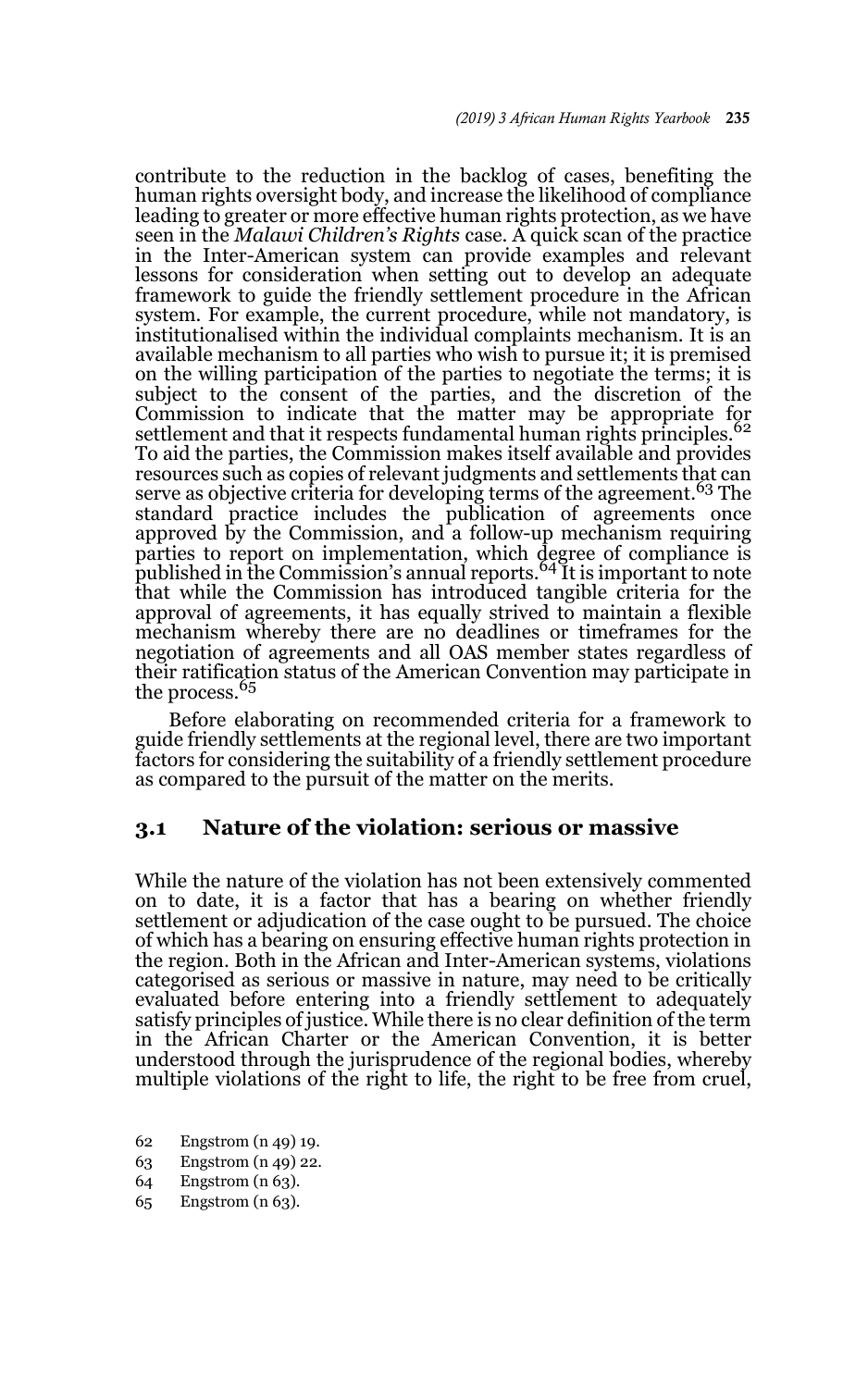contribute to the reduction in the backlog of cases, benefiting the human rights oversight body, and increase the likelihood of compliance leading to greater or more effective human rights protection, as we have seen in the *Malawi Children's Rights* case. A quick scan of the practice in the Inter-American system can provide examples and relevant lessons for consideration when setting out to develop an adequate framework to guide the friendly settlement procedure in the African system. For example, the current procedure, while not mandatory, is institutionalised within the individual complaints mechanism. It is an available mechanism to all parties who wish to pursue it; it is premised on the willing participation of the parties to negotiate the terms; it is subject to the consent of the parties, and the discretion of the Commission to indicate that the matter may be appropriate for settlement and that it respects fundamental human rights principles.[62] To aid the parties, the Commission makes itself available and provides resources such as copies of relevant judgments and settlements that can serve as objective criteria for developing terms of the agreement.[63] The standard practice includes the publication of agreements once approved by the Commission, and a follow-up mechanism requiring parties to report on implementation, which degree of compliance is published in the Commission's annual reports.[64] It is important to note that while the Commission has introduced tangible criteria for the approval of agreements, it has equally strived to maintain a flexible mechanism whereby there are no deadlines or timeframes for the negotiation of agreements and all OAS member states regardless of their ratification status of the American Convention may participate in the process.[65]

Before elaborating on recommended criteria for a framework to guide friendly settlements at the regional level, there are two important factors for considering the suitability of a friendly settlement procedure as compared to the pursuit of the matter on the merits.

## 3.1 Nature of the violation: serious or massive

While the nature of the violation has not been extensively commented on to date, it is a factor that has a bearing on whether friendly settlement or adjudication of the case ought to be pursued. The choice of which has a bearing on ensuring effective human rights protection in the region. Both in the African and Inter-American systems, violations categorised as serious or massive in nature, may need to be critically evaluated before entering into a friendly settlement to adequately satisfy principles of justice. While there is no clear definition of the term in the African Charter or the American Convention, it is better understood through the jurisprudence of the regional bodies, whereby multiple violations of the right to life, the right to be free from cruel,

62 Engstrom (n 49) 19.

63 Engstrom (n 49) 22.

64 Engstrom (n 63).

65 Engstrom (n 63).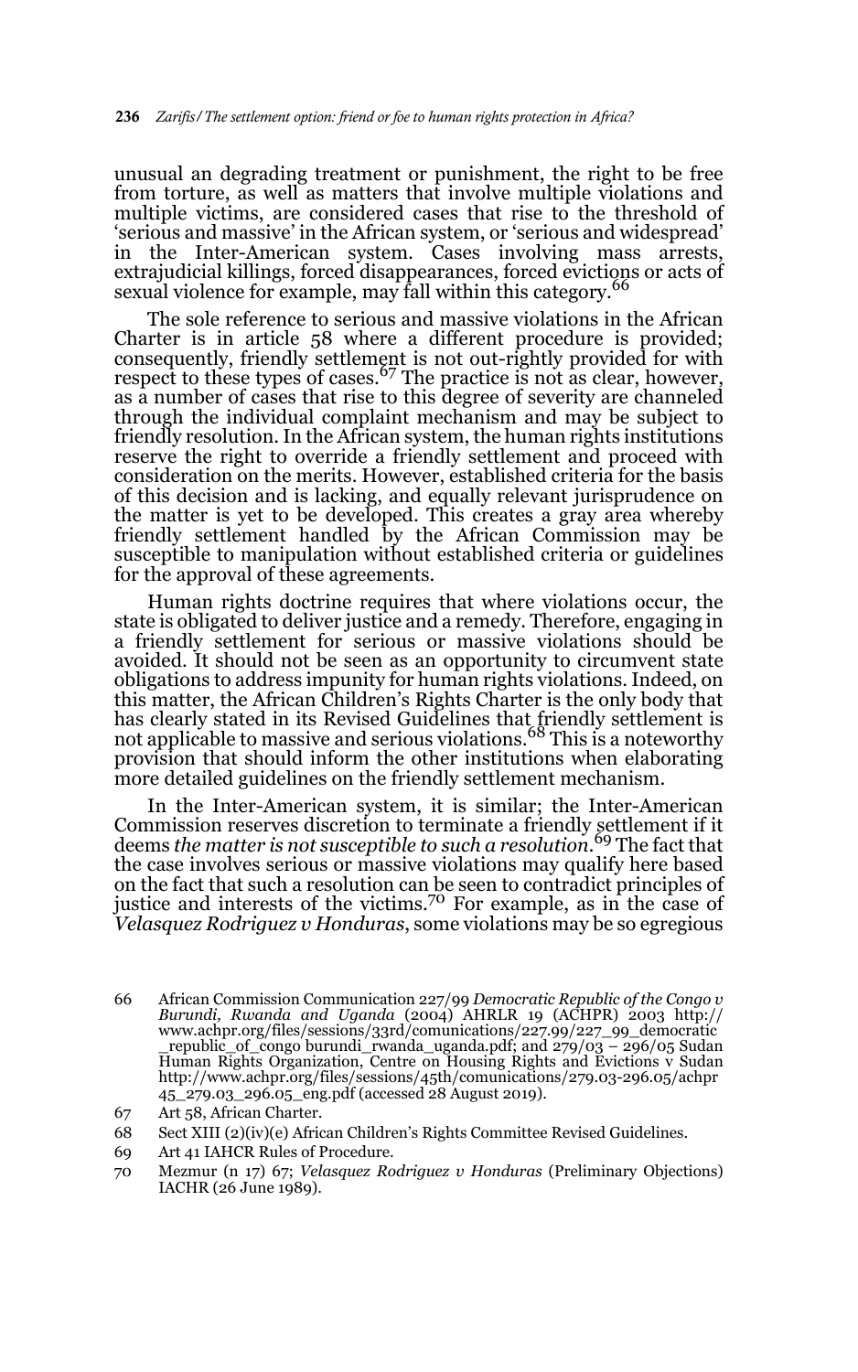unusual an degrading treatment or punishment, the right to be free from torture, as well as matters that involve multiple violations and multiple victims, are considered cases that rise to the threshold of 'serious and massive' in the African system, or 'serious and widespread' in the Inter-American system. Cases involving mass arrests, extrajudicial killings, forced disappearances, forced evictions or acts of sexual violence for example, may fall within this category.[66]

The sole reference to serious and massive violations in the African Charter is in article 58 where a different procedure is provided; consequently, friendly settlement is not out-rightly provided for with respect to these types of cases.[67] The practice is not as clear, however, as a number of cases that rise to this degree of severity are channeled through the individual complaint mechanism and may be subject to friendly resolution. In the African system, the human rights institutions reserve the right to override a friendly settlement and proceed with consideration on the merits. However, established criteria for the basis of this decision and is lacking, and equally relevant jurisprudence on the matter is yet to be developed. This creates a gray area whereby friendly settlement handled by the African Commission may be susceptible to manipulation without established criteria or guidelines for the approval of these agreements.

Human rights doctrine requires that where violations occur, the state is obligated to deliver justice and a remedy. Therefore, engaging in a friendly settlement for serious or massive violations should be avoided. It should not be seen as an opportunity to circumvent state obligations to address impunity for human rights violations. Indeed, on this matter, the African Children's Rights Charter is the only body that has clearly stated in its Revised Guidelines that friendly settlement is not applicable to massive and serious violations.[68] This is a noteworthy provision that should inform the other institutions when elaborating more detailed guidelines on the friendly settlement mechanism.

In the Inter-American system, it is similar; the Inter-American Commission reserves discretion to terminate a friendly settlement if it deems *the matter is not susceptible to such a resolution*.[69] The fact that the case involves serious or massive violations may qualify here based on the fact that such a resolution can be seen to contradict principles of justice and interests of the victims.[70] For example, as in the case of *Velasquez Rodriguez v Honduras*, some violations may be so egregious

---

66 African Commission Communication 227/99 *Democratic Republic of the Congo v Burundi, Rwanda and Uganda* (2004) AHRLR 19 (ACHPR) 2003 http://www.achpr.org/files/sessions/33rd/comunications/227.99/227_99_democratic_republic_of_congo burundi_rwanda_uganda.pdf; and 279/03 – 296/05 Sudan Human Rights Organization, Centre on Housing Rights and Evictions v Sudan http://www.achpr.org/files/sessions/45th/comunications/279.03-296.05/achpr45_279.03_296.05_eng.pdf (accessed 28 August 2019).

67 Art 58, African Charter.

68 Sect XIII (2)(iv)(e) African Children's Rights Committee Revised Guidelines.

69 Art 41 IAHCR Rules of Procedure.

70 Mezmur (n 17) 67; *Velasquez Rodriguez v Honduras* (Preliminary Objections) IACHR (26 June 1989).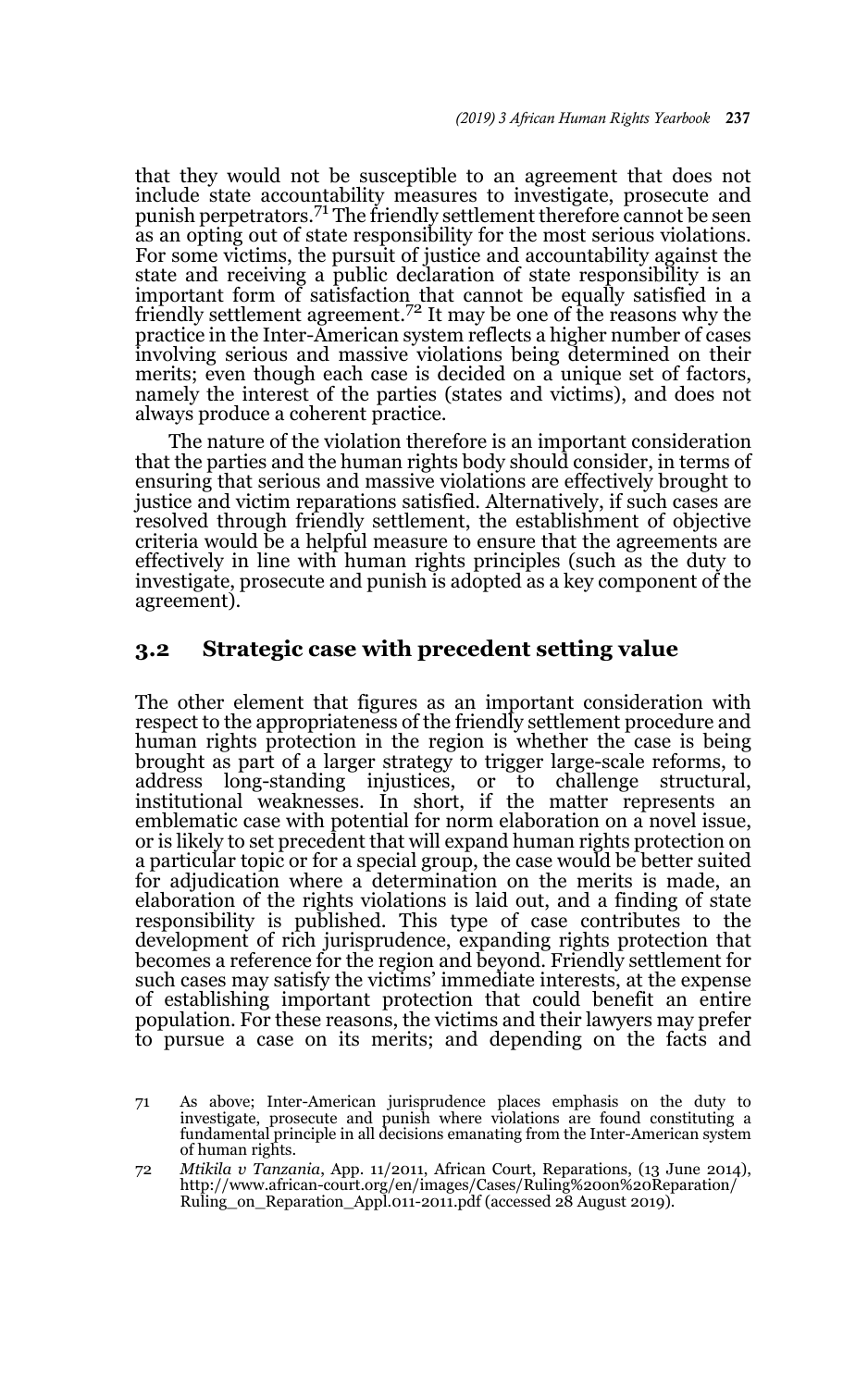that they would not be susceptible to an agreement that does not include state accountability measures to investigate, prosecute and punish perpetrators.[71] The friendly settlement therefore cannot be seen as an opting out of state responsibility for the most serious violations. For some victims, the pursuit of justice and accountability against the state and receiving a public declaration of state responsibility is an important form of satisfaction that cannot be equally satisfied in a friendly settlement agreement.[72] It may be one of the reasons why the practice in the Inter-American system reflects a higher number of cases involving serious and massive violations being determined on their merits; even though each case is decided on a unique set of factors, namely the interest of the parties (states and victims), and does not always produce a coherent practice.

The nature of the violation therefore is an important consideration that the parties and the human rights body should consider, in terms of ensuring that serious and massive violations are effectively brought to justice and victim reparations satisfied. Alternatively, if such cases are resolved through friendly settlement, the establishment of objective criteria would be a helpful measure to ensure that the agreements are effectively in line with human rights principles (such as the duty to investigate, prosecute and punish is adopted as a key component of the agreement).

## 3.2 Strategic case with precedent setting value

The other element that figures as an important consideration with respect to the appropriateness of the friendly settlement procedure and human rights protection in the region is whether the case is being brought as part of a larger strategy to trigger large-scale reforms, to address long-standing injustices, or to challenge structural, institutional weaknesses. In short, if the matter represents an emblematic case with potential for norm elaboration on a novel issue, or is likely to set precedent that will expand human rights protection on a particular topic or for a special group, the case would be better suited for adjudication where a determination on the merits is made, an elaboration of the rights violations is laid out, and a finding of state responsibility is published. This type of case contributes to the development of rich jurisprudence, expanding rights protection that becomes a reference for the region and beyond. Friendly settlement for such cases may satisfy the victims' immediate interests, at the expense of establishing important protection that could benefit an entire population. For these reasons, the victims and their lawyers may prefer to pursue a case on its merits; and depending on the facts and

71 As above; Inter-American jurisprudence places emphasis on the duty to investigate, prosecute and punish where violations are found constituting a fundamental principle in all decisions emanating from the Inter-American system of human rights.

72 *Mtikila v Tanzania*, App. 11/2011, African Court, Reparations, (13 June 2014), http://www.african-court.org/en/images/Cases/Ruling%20on%20Reparation/Ruling_on_Reparation_Appl.011-2011.pdf (accessed 28 August 2019).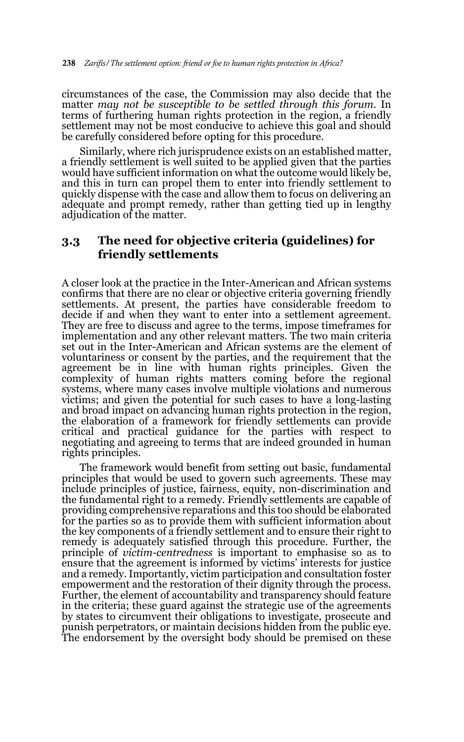circumstances of the case, the Commission may also decide that the matter *may not be susceptible to be settled through this forum*. In terms of furthering human rights protection in the region, a friendly settlement may not be most conducive to achieve this goal and should be carefully considered before opting for this procedure.

Similarly, where rich jurisprudence exists on an established matter, a friendly settlement is well suited to be applied given that the parties would have sufficient information on what the outcome would likely be, and this in turn can propel them to enter into friendly settlement to quickly dispense with the case and allow them to focus on delivering an adequate and prompt remedy, rather than getting tied up in lengthy adjudication of the matter.

## 3.3 The need for objective criteria (guidelines) for friendly settlements

A closer look at the practice in the Inter-American and African systems confirms that there are no clear or objective criteria governing friendly settlements. At present, the parties have considerable freedom to decide if and when they want to enter into a settlement agreement. They are free to discuss and agree to the terms, impose timeframes for implementation and any other relevant matters. The two main criteria set out in the Inter-American and African systems are the element of voluntariness or consent by the parties, and the requirement that the agreement be in line with human rights principles. Given the complexity of human rights matters coming before the regional systems, where many cases involve multiple violations and numerous victims; and given the potential for such cases to have a long-lasting and broad impact on advancing human rights protection in the region, the elaboration of a framework for friendly settlements can provide critical and practical guidance for the parties with respect to negotiating and agreeing to terms that are indeed grounded in human rights principles.

The framework would benefit from setting out basic, fundamental principles that would be used to govern such agreements. These may include principles of justice, fairness, equity, non-discrimination and the fundamental right to a remedy. Friendly settlements are capable of providing comprehensive reparations and this too should be elaborated for the parties so as to provide them with sufficient information about the key components of a friendly settlement and to ensure their right to remedy is adequately satisfied through this procedure. Further, the principle of *victim-centredness* is important to emphasise so as to ensure that the agreement is informed by victims' interests for justice and a remedy. Importantly, victim participation and consultation foster empowerment and the restoration of their dignity through the process. Further, the element of accountability and transparency should feature in the criteria; these guard against the strategic use of the agreements by states to circumvent their obligations to investigate, prosecute and punish perpetrators, or maintain decisions hidden from the public eye. The endorsement by the oversight body should be premised on these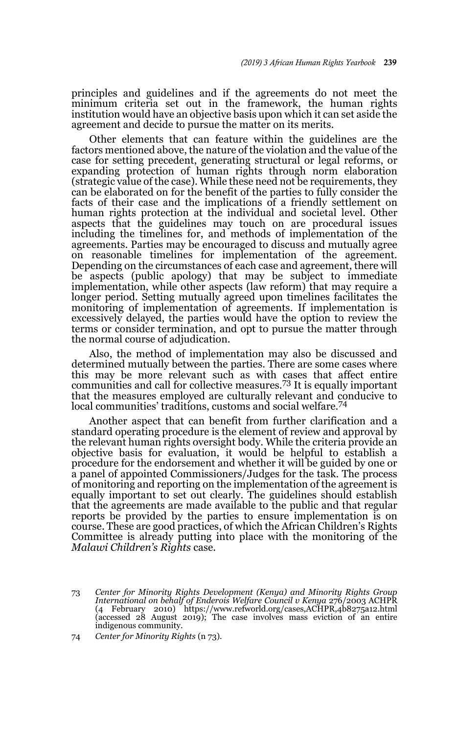principles and guidelines and if the agreements do not meet the minimum criteria set out in the framework, the human rights institution would have an objective basis upon which it can set aside the agreement and decide to pursue the matter on its merits.

Other elements that can feature within the guidelines are the factors mentioned above, the nature of the violation and the value of the case for setting precedent, generating structural or legal reforms, or expanding protection of human rights through norm elaboration (strategic value of the case). While these need not be requirements, they can be elaborated on for the benefit of the parties to fully consider the facts of their case and the implications of a friendly settlement on human rights protection at the individual and societal level. Other aspects that the guidelines may touch on are procedural issues including the timelines for, and methods of implementation of the agreements. Parties may be encouraged to discuss and mutually agree on reasonable timelines for implementation of the agreement. Depending on the circumstances of each case and agreement, there will be aspects (public apology) that may be subject to immediate implementation, while other aspects (law reform) that may require a longer period. Setting mutually agreed upon timelines facilitates the monitoring of implementation of agreements. If implementation is excessively delayed, the parties would have the option to review the terms or consider termination, and opt to pursue the matter through the normal course of adjudication.

Also, the method of implementation may also be discussed and determined mutually between the parties. There are some cases where this may be more relevant such as with cases that affect entire communities and call for collective measures.[73] It is equally important that the measures employed are culturally relevant and conducive to local communities' traditions, customs and social welfare.[74]

Another aspect that can benefit from further clarification and a standard operating procedure is the element of review and approval by the relevant human rights oversight body. While the criteria provide an objective basis for evaluation, it would be helpful to establish a procedure for the endorsement and whether it will be guided by one or a panel of appointed Commissioners/Judges for the task. The process of monitoring and reporting on the implementation of the agreement is equally important to set out clearly. The guidelines should establish that the agreements are made available to the public and that regular reports be provided by the parties to ensure implementation is on course. These are good practices, of which the African Children's Rights Committee is already putting into place with the monitoring of the *Malawi Children's Rights* case.

73 *Center for Minority Rights Development (Kenya) and Minority Rights Group International on behalf of Enderois Welfare Council v Kenya* 276/2003 ACHPR (4 February 2010) https://www.refworld.org/cases,ACHPR,4b8275a12.html (accessed 28 August 2019); The case involves mass eviction of an entire indigenous community.

74 *Center for Minority Rights* (n 73).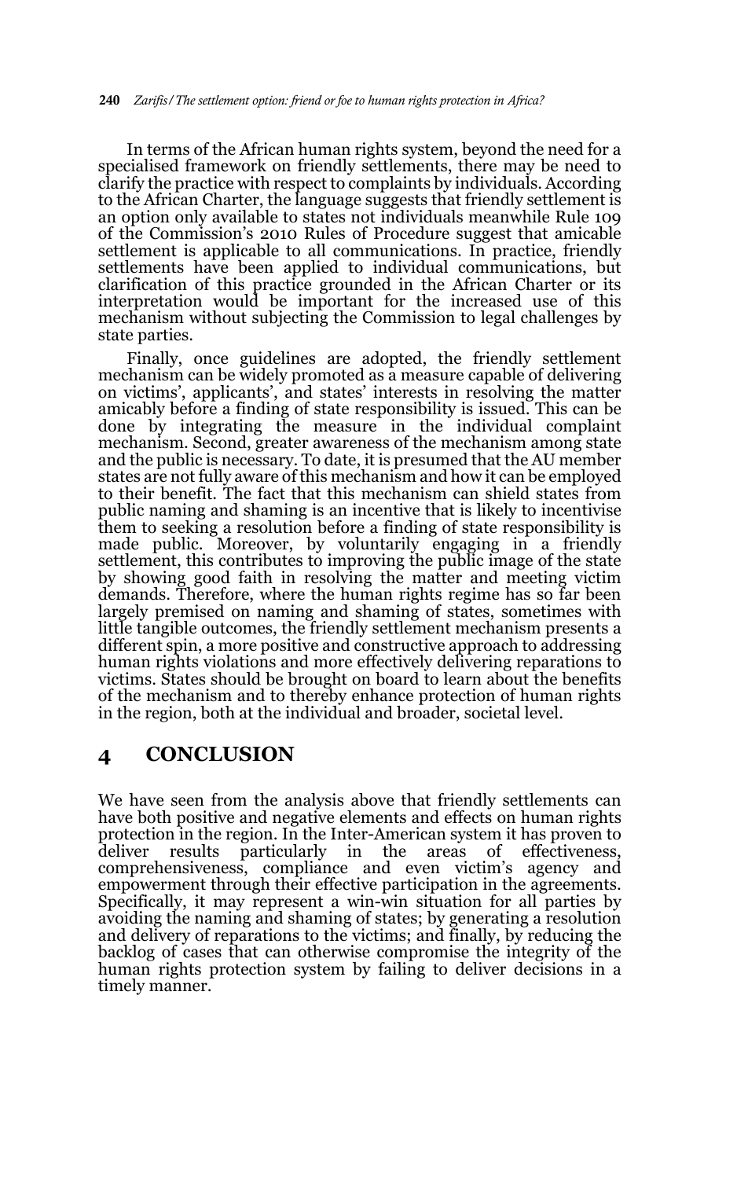In terms of the African human rights system, beyond the need for a specialised framework on friendly settlements, there may be need to clarify the practice with respect to complaints by individuals. According to the African Charter, the language suggests that friendly settlement is an option only available to states not individuals meanwhile Rule 109 of the Commission's 2010 Rules of Procedure suggest that amicable settlement is applicable to all communications. In practice, friendly settlements have been applied to individual communications, but clarification of this practice grounded in the African Charter or its interpretation would be important for the increased use of this mechanism without subjecting the Commission to legal challenges by state parties.

Finally, once guidelines are adopted, the friendly settlement mechanism can be widely promoted as a measure capable of delivering on victims', applicants', and states' interests in resolving the matter amicably before a finding of state responsibility is issued. This can be done by integrating the measure in the individual complaint mechanism. Second, greater awareness of the mechanism among state and the public is necessary. To date, it is presumed that the AU member states are not fully aware of this mechanism and how it can be employed to their benefit. The fact that this mechanism can shield states from public naming and shaming is an incentive that is likely to incentivise them to seeking a resolution before a finding of state responsibility is made public. Moreover, by voluntarily engaging in a friendly settlement, this contributes to improving the public image of the state by showing good faith in resolving the matter and meeting victim demands. Therefore, where the human rights regime has so far been largely premised on naming and shaming of states, sometimes with little tangible outcomes, the friendly settlement mechanism presents a different spin, a more positive and constructive approach to addressing human rights violations and more effectively delivering reparations to victims. States should be brought on board to learn about the benefits of the mechanism and to thereby enhance protection of human rights in the region, both at the individual and broader, societal level.

## 4 CONCLUSION

We have seen from the analysis above that friendly settlements can have both positive and negative elements and effects on human rights protection in the region. In the Inter-American system it has proven to deliver results particularly in the areas of effectiveness, comprehensiveness, compliance and even victim's agency and empowerment through their effective participation in the agreements. Specifically, it may represent a win-win situation for all parties by avoiding the naming and shaming of states; by generating a resolution and delivery of reparations to the victims; and finally, by reducing the backlog of cases that can otherwise compromise the integrity of the human rights protection system by failing to deliver decisions in a timely manner.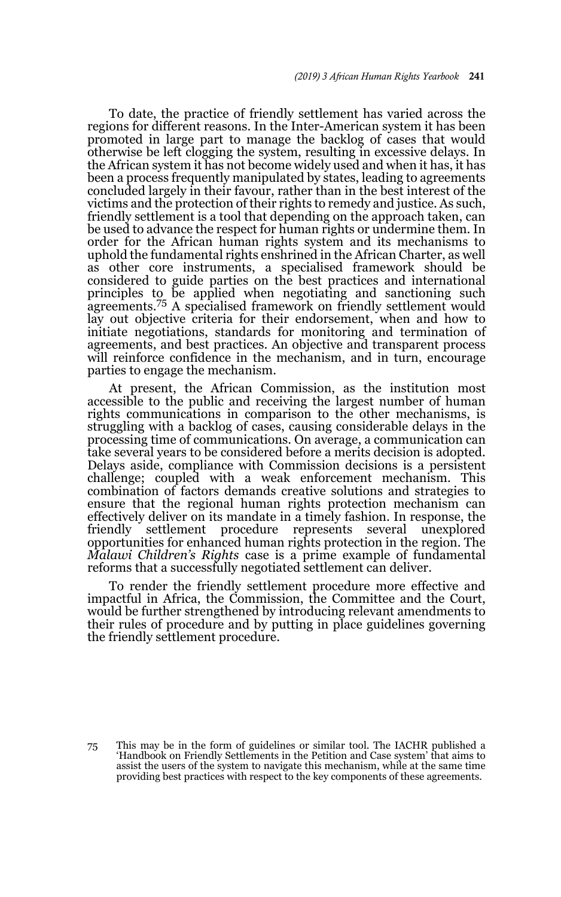To date, the practice of friendly settlement has varied across the regions for different reasons. In the Inter-American system it has been promoted in large part to manage the backlog of cases that would otherwise be left clogging the system, resulting in excessive delays. In the African system it has not become widely used and when it has, it has been a process frequently manipulated by states, leading to agreements concluded largely in their favour, rather than in the best interest of the victims and the protection of their rights to remedy and justice. As such, friendly settlement is a tool that depending on the approach taken, can be used to advance the respect for human rights or undermine them. In order for the African human rights system and its mechanisms to uphold the fundamental rights enshrined in the African Charter, as well as other core instruments, a specialised framework should be considered to guide parties on the best practices and international principles to be applied when negotiating and sanctioning such agreements.[75] A specialised framework on friendly settlement would lay out objective criteria for their endorsement, when and how to initiate negotiations, standards for monitoring and termination of agreements, and best practices. An objective and transparent process will reinforce confidence in the mechanism, and in turn, encourage parties to engage the mechanism.

At present, the African Commission, as the institution most accessible to the public and receiving the largest number of human rights communications in comparison to the other mechanisms, is struggling with a backlog of cases, causing considerable delays in the processing time of communications. On average, a communication can take several years to be considered before a merits decision is adopted. Delays aside, compliance with Commission decisions is a persistent challenge; coupled with a weak enforcement mechanism. This combination of factors demands creative solutions and strategies to ensure that the regional human rights protection mechanism can effectively deliver on its mandate in a timely fashion. In response, the friendly settlement procedure represents several unexplored opportunities for enhanced human rights protection in the region. The *Malawi Children's Rights* case is a prime example of fundamental reforms that a successfully negotiated settlement can deliver.

To render the friendly settlement procedure more effective and impactful in Africa, the Commission, the Committee and the Court, would be further strengthened by introducing relevant amendments to their rules of procedure and by putting in place guidelines governing the friendly settlement procedure.

75 This may be in the form of guidelines or similar tool. The IACHR published a 'Handbook on Friendly Settlements in the Petition and Case system' that aims to assist the users of the system to navigate this mechanism, while at the same time providing best practices with respect to the key components of these agreements.